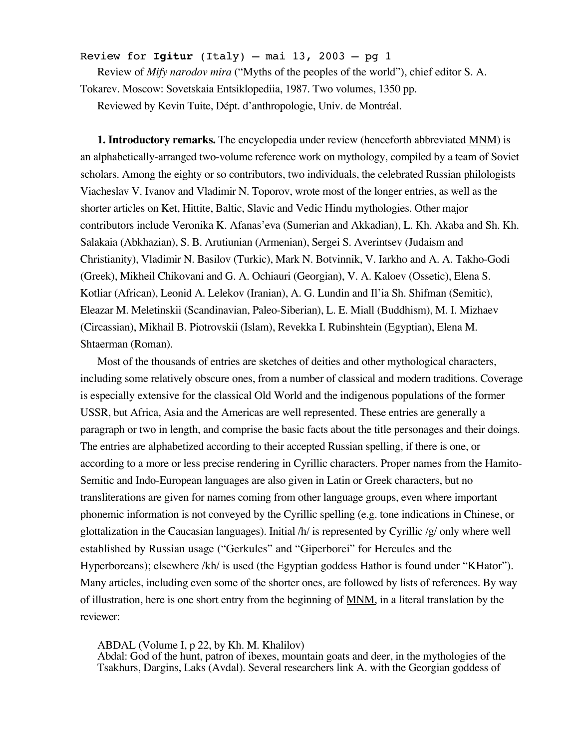Review of *Mify narodov mira* ("Myths of the peoples of the world"), chief editor S. A. Tokarev. Moscow: Sovetskaia Entsiklopediia, 1987. Two volumes, 1350 pp.

Reviewed by Kevin Tuite, Dépt. d'anthropologie, Univ. de Montréal.

**1. Introductory remarks.** The encyclopedia under review (henceforth abbreviated MNM) is an alphabetically-arranged two-volume reference work on mythology, compiled by a team of Soviet scholars. Among the eighty or so contributors, two individuals, the celebrated Russian philologists Viacheslav V. Ivanov and Vladimir N. Toporov, wrote most of the longer entries, as well as the shorter articles on Ket, Hittite, Baltic, Slavic and Vedic Hindu mythologies. Other major contributors include Veronika K. Afanas'eva (Sumerian and Akkadian), L. Kh. Akaba and Sh. Kh. Salakaia (Abkhazian), S. B. Arutiunian (Armenian), Sergei S. Averintsev (Judaism and Christianity), Vladimir N. Basilov (Turkic), Mark N. Botvinnik, V. Iarkho and A. A. Takho-Godi (Greek), Mikheil Chikovani and G. A. Ochiauri (Georgian), V. A. Kaloev (Ossetic), Elena S. Kotliar (African), Leonid A. Lelekov (Iranian), A. G. Lundin and Il'ia Sh. Shifman (Semitic), Eleazar M. Meletinskii (Scandinavian, Paleo-Siberian), L. E. Miall (Buddhism), M. I. Mizhaev (Circassian), Mikhail B. Piotrovskii (Islam), Revekka I. Rubinshtein (Egyptian), Elena M. Shtaerman (Roman).

Most of the thousands of entries are sketches of deities and other mythological characters, including some relatively obscure ones, from a number of classical and modern traditions. Coverage is especially extensive for the classical Old World and the indigenous populations of the former USSR, but Africa, Asia and the Americas are well represented. These entries are generally a paragraph or two in length, and comprise the basic facts about the title personages and their doings. The entries are alphabetized according to their accepted Russian spelling, if there is one, or according to a more or less precise rendering in Cyrillic characters. Proper names from the Hamito-Semitic and Indo-European languages are also given in Latin or Greek characters, but no transliterations are given for names coming from other language groups, even where important phonemic information is not conveyed by the Cyrillic spelling (e.g. tone indications in Chinese, or glottalization in the Caucasian languages). Initial /h/ is represented by Cyrillic /g/ only where well established by Russian usage ("Gerkules" and "Giperborei" for Hercules and the Hyperboreans); elsewhere /kh/ is used (the Egyptian goddess Hathor is found under "KHator"). Many articles, including even some of the shorter ones, are followed by lists of references. By way of illustration, here is one short entry from the beginning of MNM, in a literal translation by the reviewer:

> ABDAL (Volume I, p 22, by Kh. M. Khalilov)
> Abdal: God of the hunt, patron of ibexes, mountain goats and deer, in the mythologies of the Tsakhurs, Dargins, Laks (Avdal). Several researchers link A. with the Georgian goddess of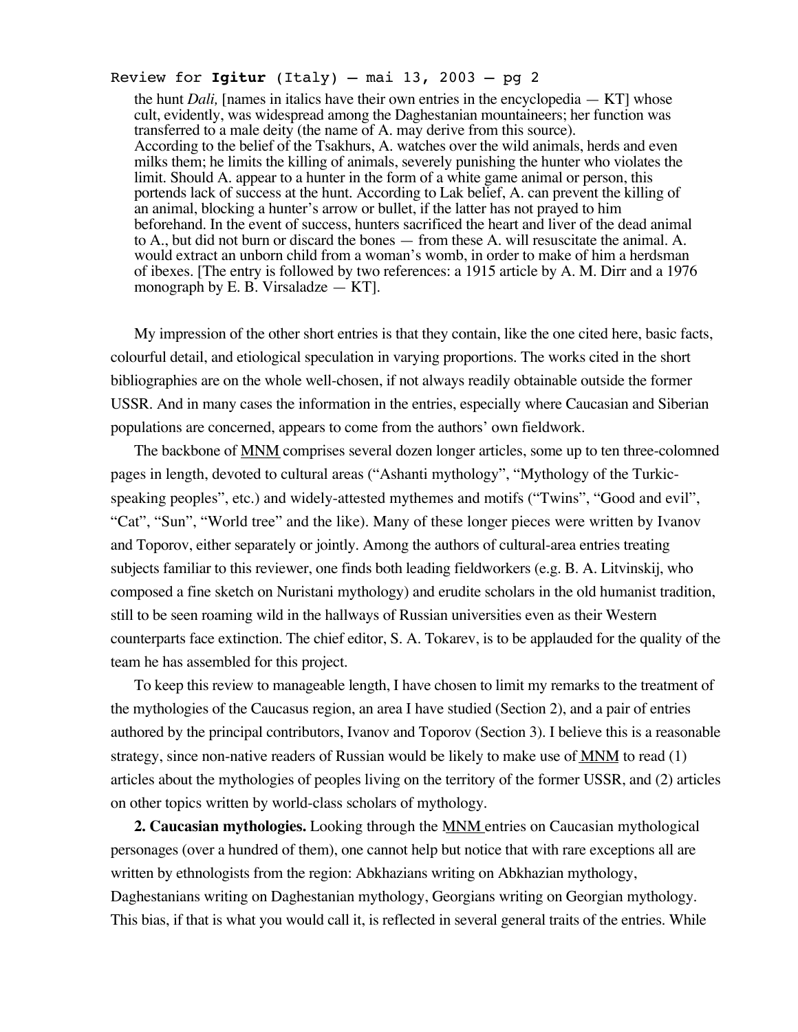> the hunt *Dali,* [names in italics have their own entries in the encyclopedia — KT] whose cult, evidently, was widespread among the Daghestanian mountaineers; her function was transferred to a male deity (the name of A. may derive from this source).
> According to the belief of the Tsakhurs, A. watches over the wild animals, herds and even milks them; he limits the killing of animals, severely punishing the hunter who violates the limit. Should A. appear to a hunter in the form of a white game animal or person, this portends lack of success at the hunt. According to Lak belief, A. can prevent the killing of an animal, blocking a hunter's arrow or bullet, if the latter has not prayed to him beforehand. In the event of success, hunters sacrificed the heart and liver of the dead animal to A., but did not burn or discard the bones — from these A. will resuscitate the animal. A. would extract an unborn child from a woman's womb, in order to make of him a herdsman of ibexes. [The entry is followed by two references: a 1915 article by A. M. Dirr and a 1976 monograph by E. B. Virsaladze — KT].

My impression of the other short entries is that they contain, like the one cited here, basic facts, colourful detail, and etiological speculation in varying proportions. The works cited in the short bibliographies are on the whole well-chosen, if not always readily obtainable outside the former USSR. And in many cases the information in the entries, especially where Caucasian and Siberian populations are concerned, appears to come from the authors' own fieldwork.

The backbone of MNM comprises several dozen longer articles, some up to ten three-colomned pages in length, devoted to cultural areas ("Ashanti mythology", "Mythology of the Turkic-speaking peoples", etc.) and widely-attested mythemes and motifs ("Twins", "Good and evil", "Cat", "Sun", "World tree" and the like). Many of these longer pieces were written by Ivanov and Toporov, either separately or jointly. Among the authors of cultural-area entries treating subjects familiar to this reviewer, one finds both leading fieldworkers (e.g. B. A. Litvinskij, who composed a fine sketch on Nuristani mythology) and erudite scholars in the old humanist tradition, still to be seen roaming wild in the hallways of Russian universities even as their Western counterparts face extinction. The chief editor, S. A. Tokarev, is to be applauded for the quality of the team he has assembled for this project.

To keep this review to manageable length, I have chosen to limit my remarks to the treatment of the mythologies of the Caucasus region, an area I have studied (Section 2), and a pair of entries authored by the principal contributors, Ivanov and Toporov (Section 3). I believe this is a reasonable strategy, since non-native readers of Russian would be likely to make use of MNM to read (1) articles about the mythologies of peoples living on the territory of the former USSR, and (2) articles on other topics written by world-class scholars of mythology.

**2. Caucasian mythologies.** Looking through the MNM entries on Caucasian mythological personages (over a hundred of them), one cannot help but notice that with rare exceptions all are written by ethnologists from the region: Abkhazians writing on Abkhazian mythology, Daghestanians writing on Daghestanian mythology, Georgians writing on Georgian mythology. This bias, if that is what you would call it, is reflected in several general traits of the entries. While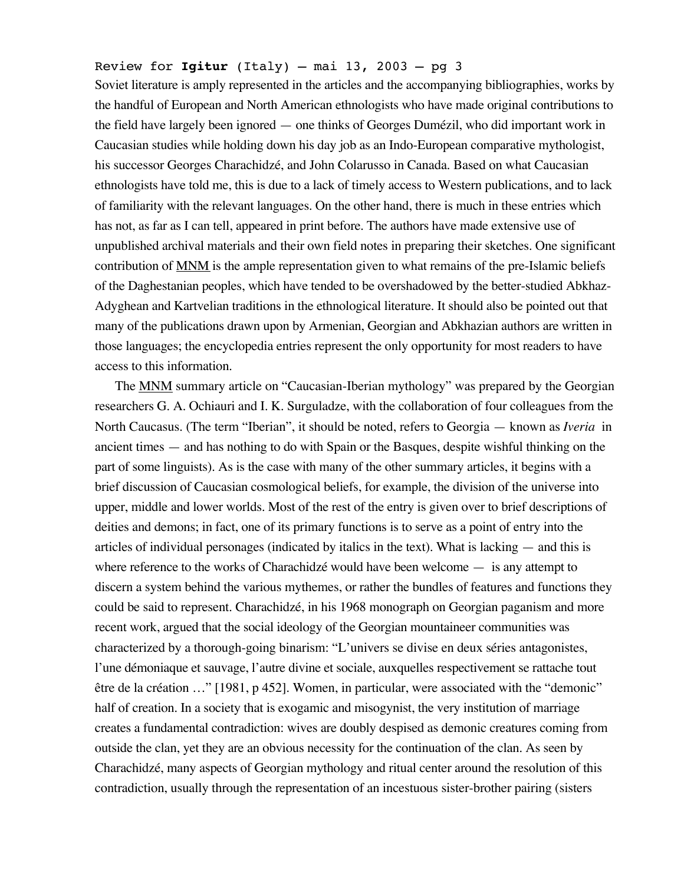Soviet literature is amply represented in the articles and the accompanying bibliographies, works by the handful of European and North American ethnologists who have made original contributions to the field have largely been ignored — one thinks of Georges Dumézil, who did important work in Caucasian studies while holding down his day job as an Indo-European comparative mythologist, his successor Georges Charachidzé, and John Colarusso in Canada. Based on what Caucasian ethnologists have told me, this is due to a lack of timely access to Western publications, and to lack of familiarity with the relevant languages. On the other hand, there is much in these entries which has not, as far as I can tell, appeared in print before. The authors have made extensive use of unpublished archival materials and their own field notes in preparing their sketches. One significant contribution of <u>MNM</u> is the ample representation given to what remains of the pre-Islamic beliefs of the Daghestanian peoples, which have tended to be overshadowed by the better-studied Abkhaz-Adyghean and Kartvelian traditions in the ethnological literature. It should also be pointed out that many of the publications drawn upon by Armenian, Georgian and Abkhazian authors are written in those languages; the encyclopedia entries represent the only opportunity for most readers to have access to this information.

The <u>MNM</u> summary article on "Caucasian-Iberian mythology" was prepared by the Georgian researchers G. A. Ochiauri and I. K. Surguladze, with the collaboration of four colleagues from the North Caucasus. (The term "Iberian", it should be noted, refers to Georgia — known as *Iveria* in ancient times — and has nothing to do with Spain or the Basques, despite wishful thinking on the part of some linguists). As is the case with many of the other summary articles, it begins with a brief discussion of Caucasian cosmological beliefs, for example, the division of the universe into upper, middle and lower worlds. Most of the rest of the entry is given over to brief descriptions of deities and demons; in fact, one of its primary functions is to serve as a point of entry into the articles of individual personages (indicated by italics in the text). What is lacking — and this is where reference to the works of Charachidzé would have been welcome — is any attempt to discern a system behind the various mythemes, or rather the bundles of features and functions they could be said to represent. Charachidzé, in his 1968 monograph on Georgian paganism and more recent work, argued that the social ideology of the Georgian mountaineer communities was characterized by a thorough-going binarism: "L'univers se divise en deux séries antagonistes, l'une démoniaque et sauvage, l'autre divine et sociale, auxquelles respectivement se rattache tout être de la création …" [1981, p 452]. Women, in particular, were associated with the "demonic" half of creation. In a society that is exogamic and misogynist, the very institution of marriage creates a fundamental contradiction: wives are doubly despised as demonic creatures coming from outside the clan, yet they are an obvious necessity for the continuation of the clan. As seen by Charachidzé, many aspects of Georgian mythology and ritual center around the resolution of this contradiction, usually through the representation of an incestuous sister-brother pairing (sisters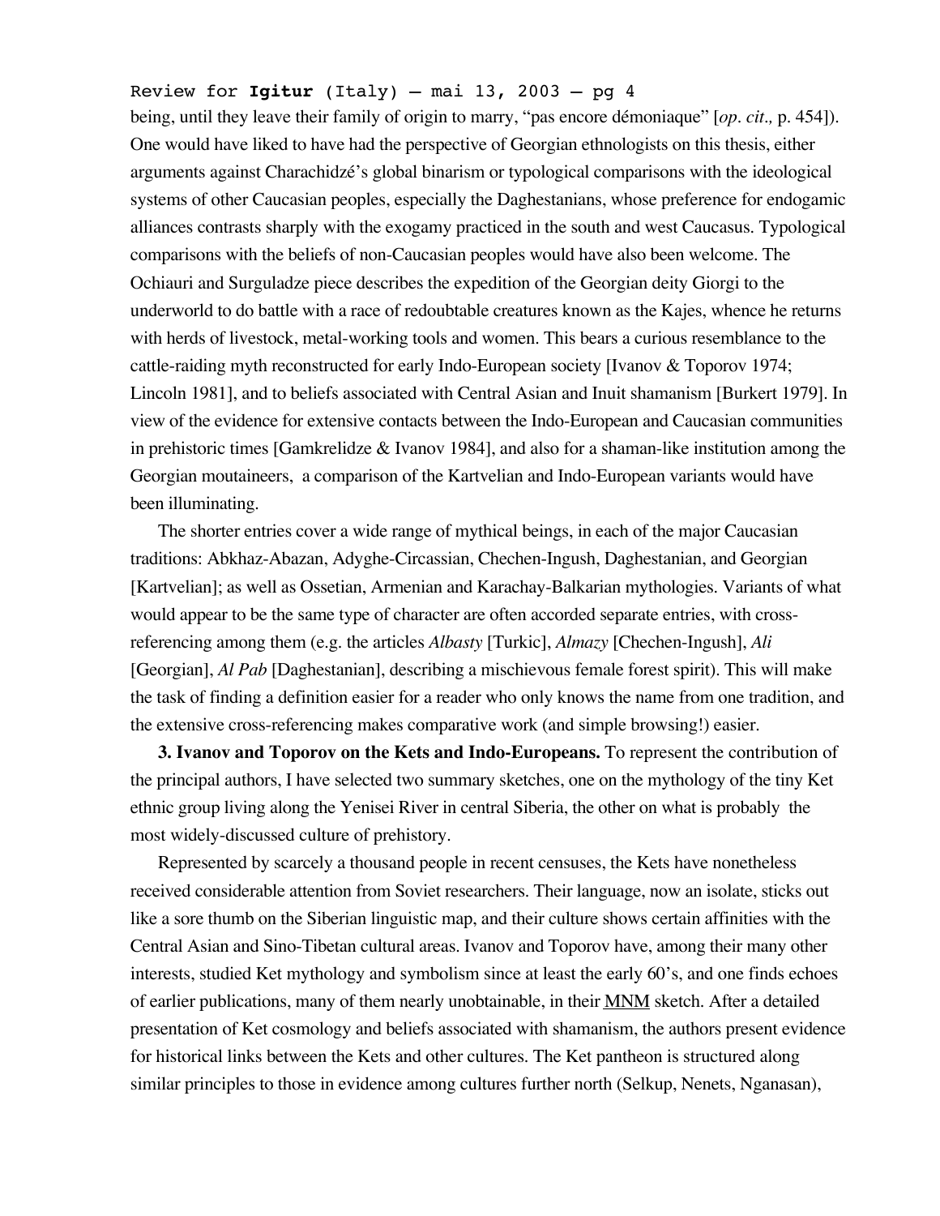being, until they leave their family of origin to marry, "pas encore démoniaque" [*op. cit.,* p. 454]). One would have liked to have had the perspective of Georgian ethnologists on this thesis, either arguments against Charachidzé's global binarism or typological comparisons with the ideological systems of other Caucasian peoples, especially the Daghestanians, whose preference for endogamic alliances contrasts sharply with the exogamy practiced in the south and west Caucasus. Typological comparisons with the beliefs of non-Caucasian peoples would have also been welcome. The Ochiauri and Surguladze piece describes the expedition of the Georgian deity Giorgi to the underworld to do battle with a race of redoubtable creatures known as the Kajes, whence he returns with herds of livestock, metal-working tools and women. This bears a curious resemblance to the cattle-raiding myth reconstructed for early Indo-European society [Ivanov & Toporov 1974; Lincoln 1981], and to beliefs associated with Central Asian and Inuit shamanism [Burkert 1979]. In view of the evidence for extensive contacts between the Indo-European and Caucasian communities in prehistoric times [Gamkrelidze & Ivanov 1984], and also for a shaman-like institution among the Georgian moutaineers, a comparison of the Kartvelian and Indo-European variants would have been illuminating.

The shorter entries cover a wide range of mythical beings, in each of the major Caucasian traditions: Abkhaz-Abazan, Adyghe-Circassian, Chechen-Ingush, Daghestanian, and Georgian [Kartvelian]; as well as Ossetian, Armenian and Karachay-Balkarian mythologies. Variants of what would appear to be the same type of character are often accorded separate entries, with cross-referencing among them (e.g. the articles *Albasty* [Turkic], *Almazy* [Chechen-Ingush], *Ali* [Georgian], *Al Pab* [Daghestanian], describing a mischievous female forest spirit). This will make the task of finding a definition easier for a reader who only knows the name from one tradition, and the extensive cross-referencing makes comparative work (and simple browsing!) easier.

**3. Ivanov and Toporov on the Kets and Indo-Europeans.** To represent the contribution of the principal authors, I have selected two summary sketches, one on the mythology of the tiny Ket ethnic group living along the Yenisei River in central Siberia, the other on what is probably the most widely-discussed culture of prehistory.

Represented by scarcely a thousand people in recent censuses, the Kets have nonetheless received considerable attention from Soviet researchers. Their language, now an isolate, sticks out like a sore thumb on the Siberian linguistic map, and their culture shows certain affinities with the Central Asian and Sino-Tibetan cultural areas. Ivanov and Toporov have, among their many other interests, studied Ket mythology and symbolism since at least the early 60's, and one finds echoes of earlier publications, many of them nearly unobtainable, in their MNM sketch. After a detailed presentation of Ket cosmology and beliefs associated with shamanism, the authors present evidence for historical links between the Kets and other cultures. The Ket pantheon is structured along similar principles to those in evidence among cultures further north (Selkup, Nenets, Nganasan),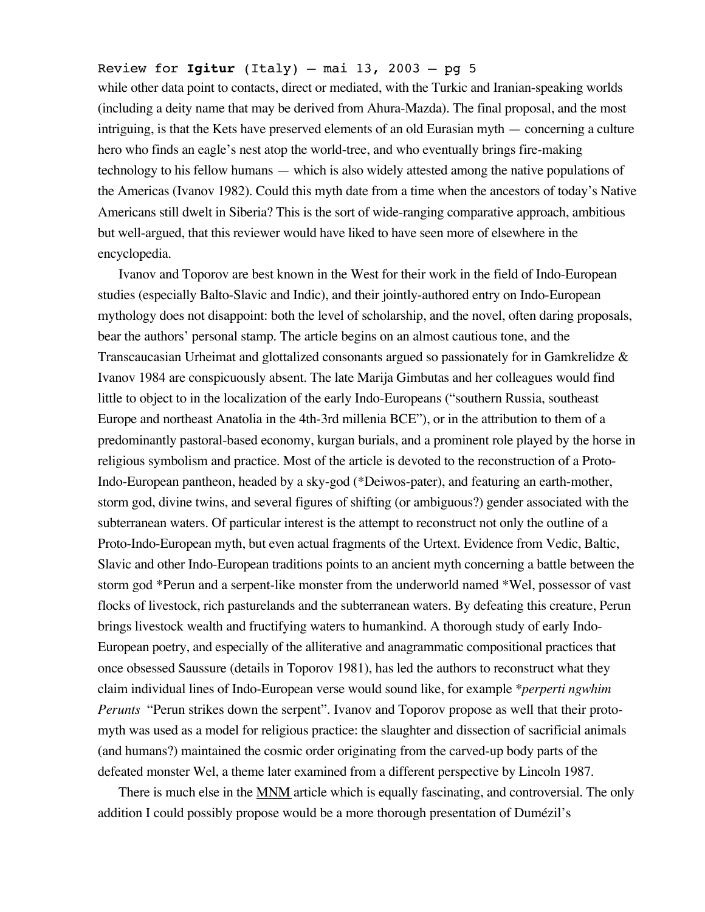while other data point to contacts, direct or mediated, with the Turkic and Iranian-speaking worlds (including a deity name that may be derived from Ahura-Mazda). The final proposal, and the most intriguing, is that the Kets have preserved elements of an old Eurasian myth — concerning a culture hero who finds an eagle's nest atop the world-tree, and who eventually brings fire-making technology to his fellow humans — which is also widely attested among the native populations of the Americas (Ivanov 1982). Could this myth date from a time when the ancestors of today's Native Americans still dwelt in Siberia? This is the sort of wide-ranging comparative approach, ambitious but well-argued, that this reviewer would have liked to have seen more of elsewhere in the encyclopedia.

Ivanov and Toporov are best known in the West for their work in the field of Indo-European studies (especially Balto-Slavic and Indic), and their jointly-authored entry on Indo-European mythology does not disappoint: both the level of scholarship, and the novel, often daring proposals, bear the authors' personal stamp. The article begins on an almost cautious tone, and the Transcaucasian Urheimat and glottalized consonants argued so passionately for in Gamkrelidze & Ivanov 1984 are conspicuously absent. The late Marija Gimbutas and her colleagues would find little to object to in the localization of the early Indo-Europeans ("southern Russia, southeast Europe and northeast Anatolia in the 4th-3rd millenia BCE"), or in the attribution to them of a predominantly pastoral-based economy, kurgan burials, and a prominent role played by the horse in religious symbolism and practice. Most of the article is devoted to the reconstruction of a Proto-Indo-European pantheon, headed by a sky-god (*Deiwos-pater), and featuring an earth-mother, storm god, divine twins, and several figures of shifting (or ambiguous?) gender associated with the subterranean waters. Of particular interest is the attempt to reconstruct not only the outline of a Proto-Indo-European myth, but even actual fragments of the Urtext. Evidence from Vedic, Baltic, Slavic and other Indo-European traditions points to an ancient myth concerning a battle between the storm god *Perun and a serpent-like monster from the underworld named *Wel, possessor of vast flocks of livestock, rich pasturelands and the subterranean waters. By defeating this creature, Perun brings livestock wealth and fructifying waters to humankind. A thorough study of early Indo-European poetry, and especially of the alliterative and anagrammatic compositional practices that once obsessed Saussure (details in Toporov 1981), has led the authors to reconstruct what they claim individual lines of Indo-European verse would sound like, for example **perperti ngwhim Perunts* "Perun strikes down the serpent". Ivanov and Toporov propose as well that their proto-myth was used as a model for religious practice: the slaughter and dissection of sacrificial animals (and humans?) maintained the cosmic order originating from the carved-up body parts of the defeated monster Wel, a theme later examined from a different perspective by Lincoln 1987.

There is much else in the <u>MNM</u> article which is equally fascinating, and controversial. The only addition I could possibly propose would be a more thorough presentation of Dumézil's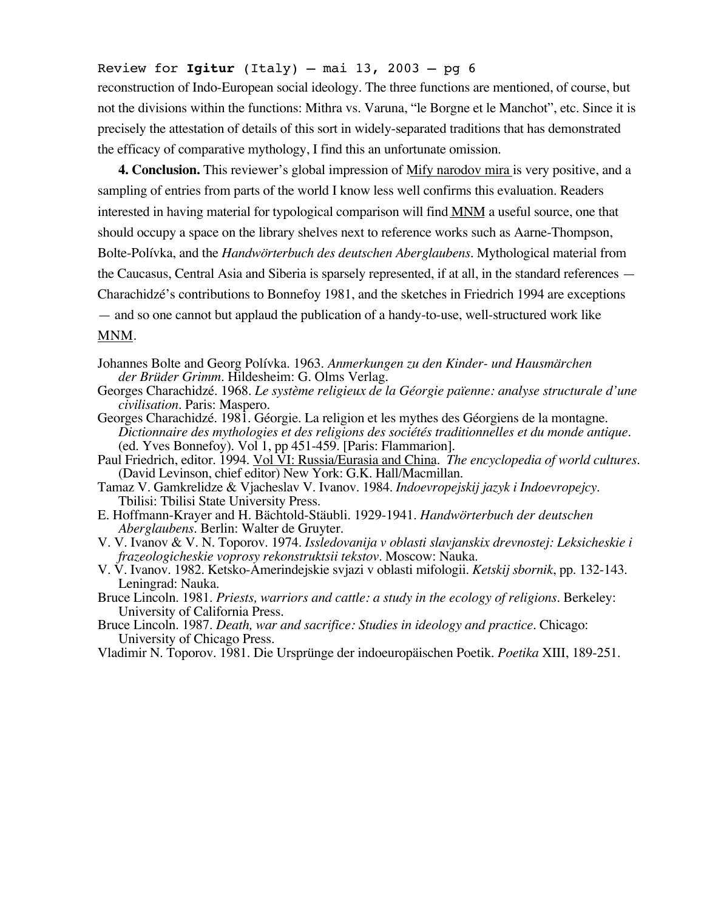reconstruction of Indo-European social ideology. The three functions are mentioned, of course, but not the divisions within the functions: Mithra vs. Varuna, “le Borgne et le Manchot”, etc. Since it is precisely the attestation of details of this sort in widely-separated traditions that has demonstrated the efficacy of comparative mythology, I find this an unfortunate omission.

**4. Conclusion.** This reviewer’s global impression of <u>Mify narodov mira</u> is very positive, and a sampling of entries from parts of the world I know less well confirms this evaluation. Readers interested in having material for typological comparison will find <u>MNM</u> a useful source, one that should occupy a space on the library shelves next to reference works such as Aarne-Thompson, Bolte-Polívka, and the *Handwörterbuch des deutschen Aberglaubens*. Mythological material from the Caucasus, Central Asia and Siberia is sparsely represented, if at all, in the standard references — Charachidzé’s contributions to Bonnefoy 1981, and the sketches in Friedrich 1994 are exceptions — and so one cannot but applaud the publication of a handy-to-use, well-structured work like <u>MNM</u>.

Johannes Bolte and Georg Polívka. 1963. *Anmerkungen zu den Kinder- und Hausmärchen der Brüder Grimm*. Hildesheim: G. Olms Verlag.

Georges Charachidzé. 1968. *Le système religieux de la Géorgie païenne: analyse structurale d’une civilisation*. Paris: Maspero.

Georges Charachidzé. 1981. Géorgie. La religion et les mythes des Géorgiens de la montagne. *Dictionnaire des mythologies et des religions des sociétés traditionnelles et du monde antique*. (ed. Yves Bonnefoy). Vol 1, pp 451-459. [Paris: Flammarion].

Paul Friedrich, editor. 1994. <u>Vol VI: Russia/Eurasia and China</u>. *The encyclopedia of world cultures*. (David Levinson, chief editor) New York: G.K. Hall/Macmillan.

Tamaz V. Gamkrelidze & Vjacheslav V. Ivanov. 1984. *Indoevropejskij jazyk i Indoevropejcy*. Tbilisi: Tbilisi State University Press.

E. Hoffmann-Krayer and H. Bächtold-Stäubli. 1929-1941. *Handwörterbuch der deutschen Aberglaubens*. Berlin: Walter de Gruyter.

V. V. Ivanov & V. N. Toporov. 1974. *Issledovanija v oblasti slavjanskix drevnostej: Leksicheskie i frazeologicheskie voprosy rekonstruktsii tekstov*. Moscow: Nauka.

V. V. Ivanov. 1982. Ketsko-Amerindejskie svjazi v oblasti mifologii. *Ketskij sbornik*, pp. 132-143. Leningrad: Nauka.

Bruce Lincoln. 1981. *Priests, warriors and cattle: a study in the ecology of religions*. Berkeley: University of California Press.

Bruce Lincoln. 1987. *Death, war and sacrifice: Studies in ideology and practice*. Chicago: University of Chicago Press.

Vladimir N. Toporov. 1981. Die Ursprünge der indoeuropäischen Poetik. *Poetika* XIII, 189-251.